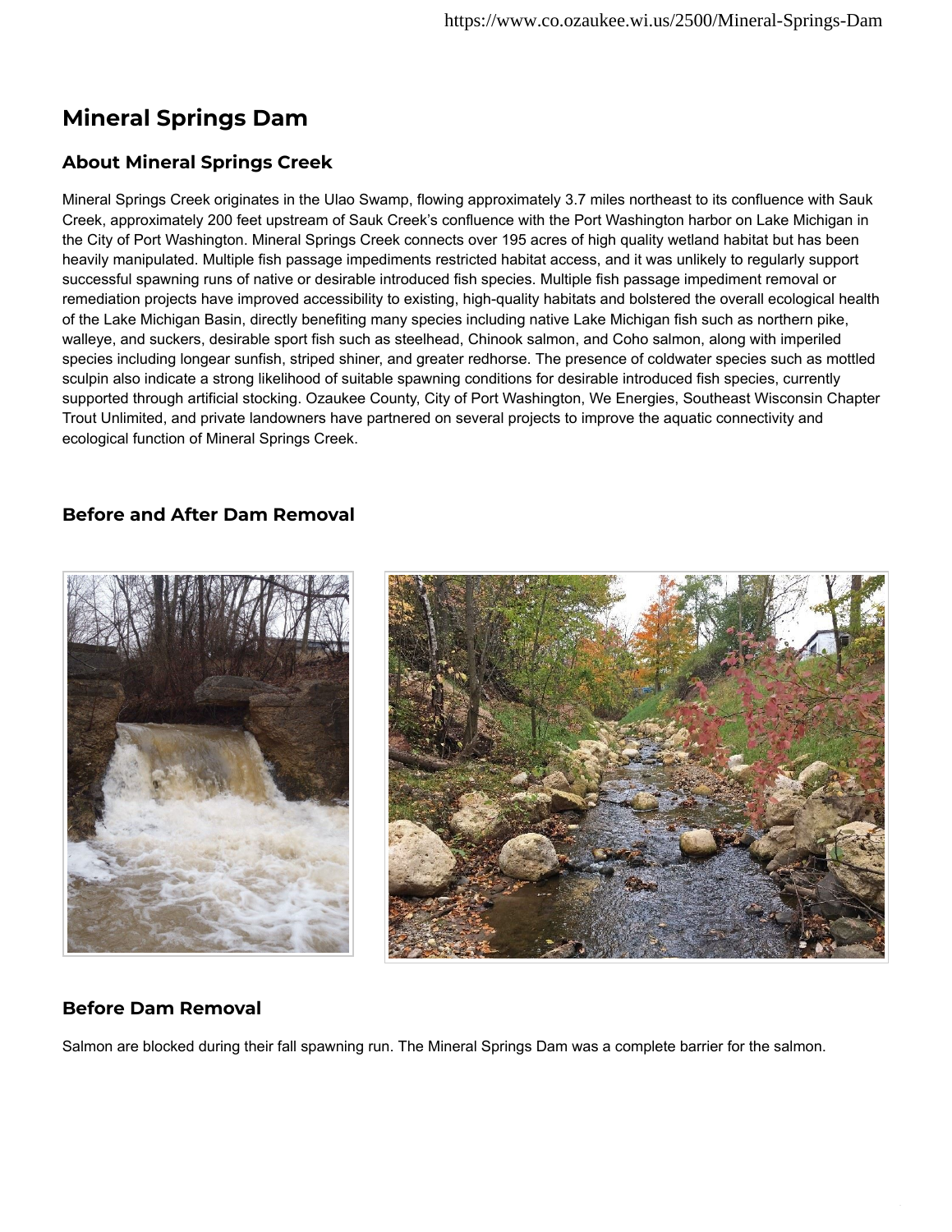# Mineral Springs Dam

## About Mineral Springs Creek

Mineral Springs Creek originates in the Ulao Swamp, flowing approximately 3.7 miles northeast to its confluence with Sauk Creek, approximately 200 feet upstream of Sauk Creek's confluence with the Port Washington harbor on Lake Michigan in the City of Port Washington. Mineral Springs Creek connects over 195 acres of high quality wetland habitat but has been heavily manipulated. Multiple fish passage impediments restricted habitat access, and it was unlikely to regularly support successful spawning runs of native or desirable introduced fish species. Multiple fish passage impediment removal or remediation projects have improved accessibility to existing, high-quality habitats and bolstered the overall ecological health of the Lake Michigan Basin, directly benefiting many species including native Lake Michigan fish such as northern pike, walleye, and suckers, desirable sport fish such as steelhead, Chinook salmon, and Coho salmon, along with imperiled species including longear sunfish, striped shiner, and greater redhorse. The presence of coldwater species such as mottled sculpin also indicate a strong likelihood of suitable spawning conditions for desirable introduced fish species, currently supported through artificial stocking. Ozaukee County, City of Port Washington, We Energies, Southeast Wisconsin Chapter Trout Unlimited, and private landowners have partnered on several projects to improve the aquatic connectivity and ecological function of Mineral Springs Creek.

## Before and After Dam Removal

## Before Dam Removal

Salmon are blocked during their fall spawning run. The Mineral Springs Dam was a complete barrier for the salmon.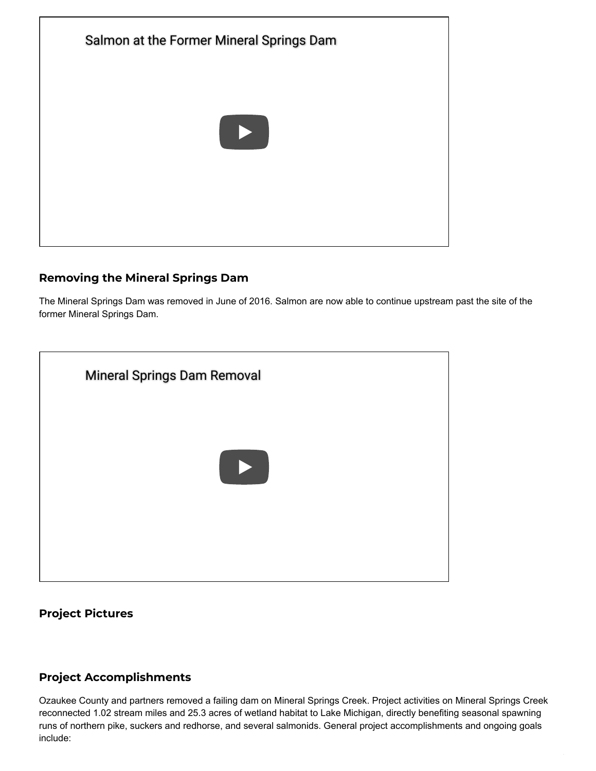Salmon at the Former Mineral Springs Dam

### Removing the Mineral Springs Dam

The Mineral Springs Dam was removed in June of 2016. Salmon are now able to continue upstream past the site of the former Mineral Springs Dam.

Mineral Springs Dam Removal

### Project Pictures

### Project Accomplishments

Ozaukee County and partners removed a failing dam on Mineral Springs Creek. Project activities on Mineral Springs Creek reconnected 1.02 stream miles and 25.3 acres of wetland habitat to Lake Michigan, directly benefiting seasonal spawning runs of northern pike, suckers and redhorse, and several salmonids. General project accomplishments and ongoing goals include: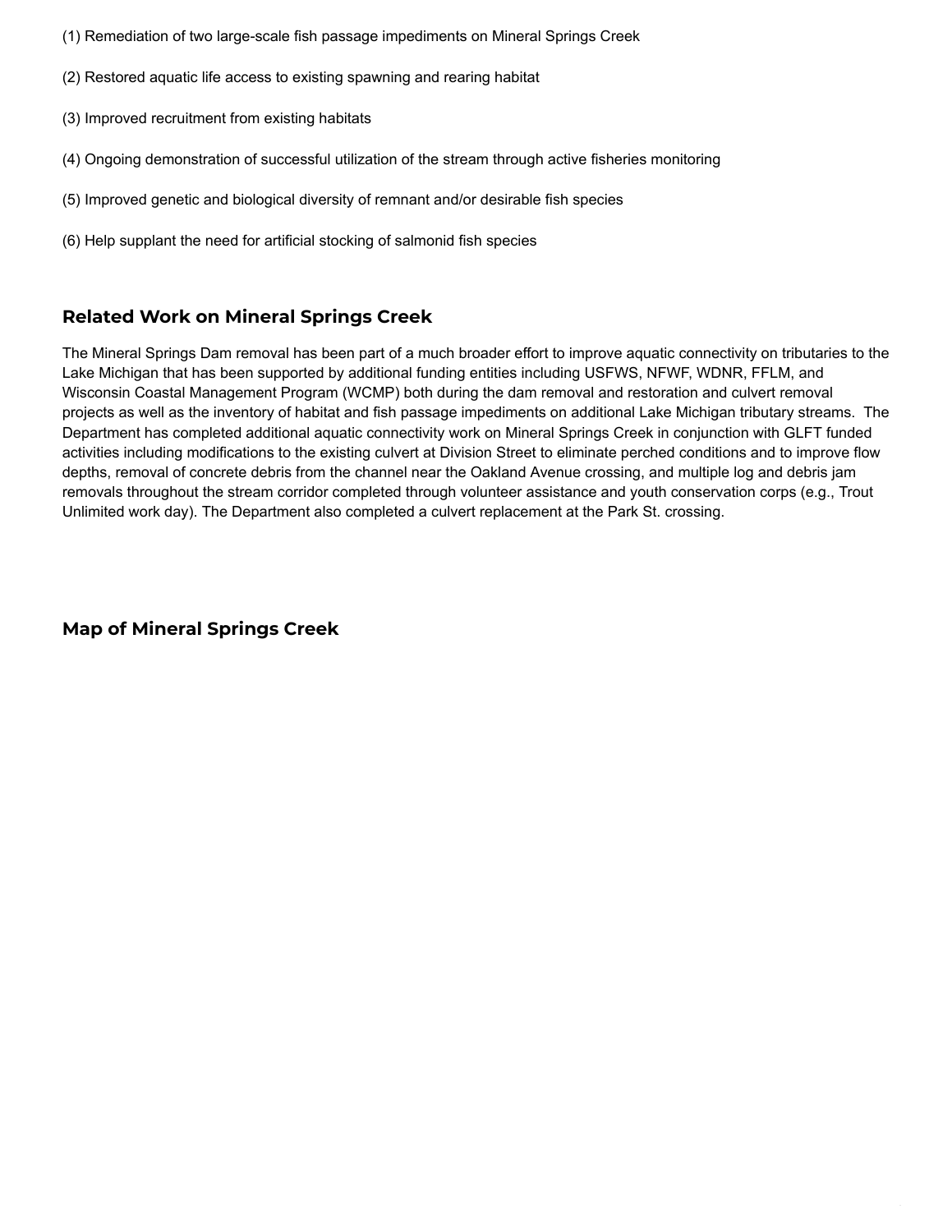(1) Remediation of two large-scale fish passage impediments on Mineral Springs Creek

(2) Restored aquatic life access to existing spawning and rearing habitat

(3) Improved recruitment from existing habitats

(4) Ongoing demonstration of successful utilization of the stream through active fisheries monitoring

(5) Improved genetic and biological diversity of remnant and/or desirable fish species

(6) Help supplant the need for artificial stocking of salmonid fish species

## Related Work on Mineral Springs Creek

The Mineral Springs Dam removal has been part of a much broader effort to improve aquatic connectivity on tributaries to the Lake Michigan that has been supported by additional funding entities including USFWS, NFWF, WDNR, FFLM, and Wisconsin Coastal Management Program (WCMP) both during the dam removal and restoration and culvert removal projects as well as the inventory of habitat and fish passage impediments on additional Lake Michigan tributary streams. The Department has completed additional aquatic connectivity work on Mineral Springs Creek in conjunction with GLFT funded activities including modifications to the existing culvert at Division Street to eliminate perched conditions and to improve flow depths, removal of concrete debris from the channel near the Oakland Avenue crossing, and multiple log and debris jam removals throughout the stream corridor completed through volunteer assistance and youth conservation corps (e.g., Trout Unlimited work day). The Department also completed a culvert replacement at the Park St. crossing.

## Map of Mineral Springs Creek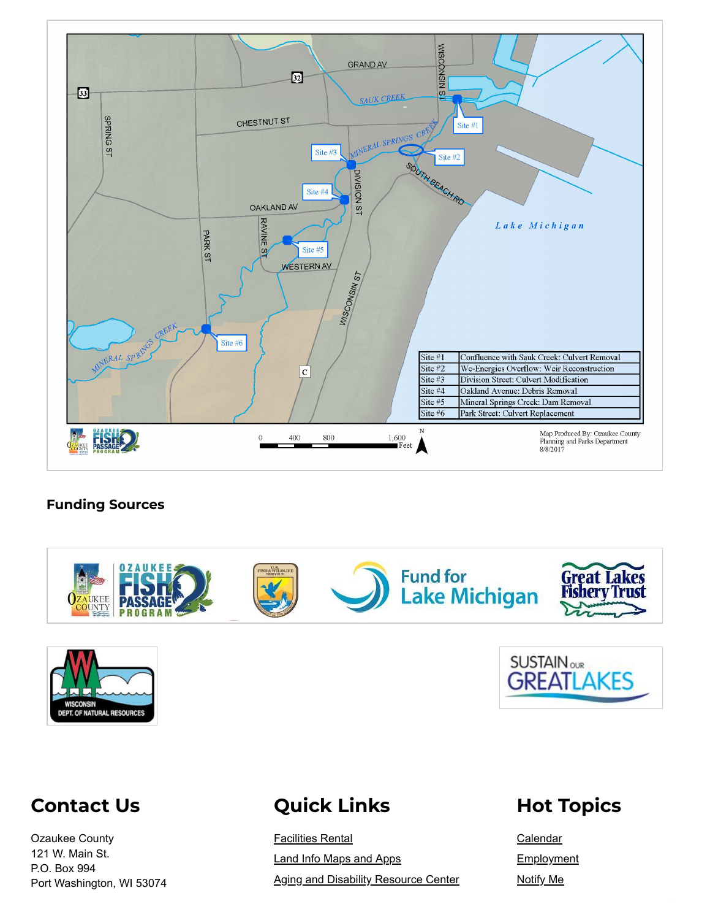| Site | Description |
|---|---|
| Site #1 | Confluence with Sauk Creek: Culvert Removal |
| Site #2 | We-Energies Overflow: Weir Reconstruction |
| Site #3 | Division Street: Culvert Modification |
| Site #4 | Oakland Avenue: Debris Removal |
| Site #5 | Mineral Springs Creek: Dam Removal |
| Site #6 | Park Street: Culvert Replacement |

Map Produced By: Ozaukee County Planning and Parks Department
8/8/2017

### Funding Sources

## Contact Us

Ozaukee County
121 W. Main St.
P.O. Box 994
Port Washington, WI 53074

## Quick Links

[Facilities Rental]
[Land Info Maps and Apps]
[Aging and Disability Resource Center]

## Hot Topics

[Calendar]
[Employment]
[Notify Me]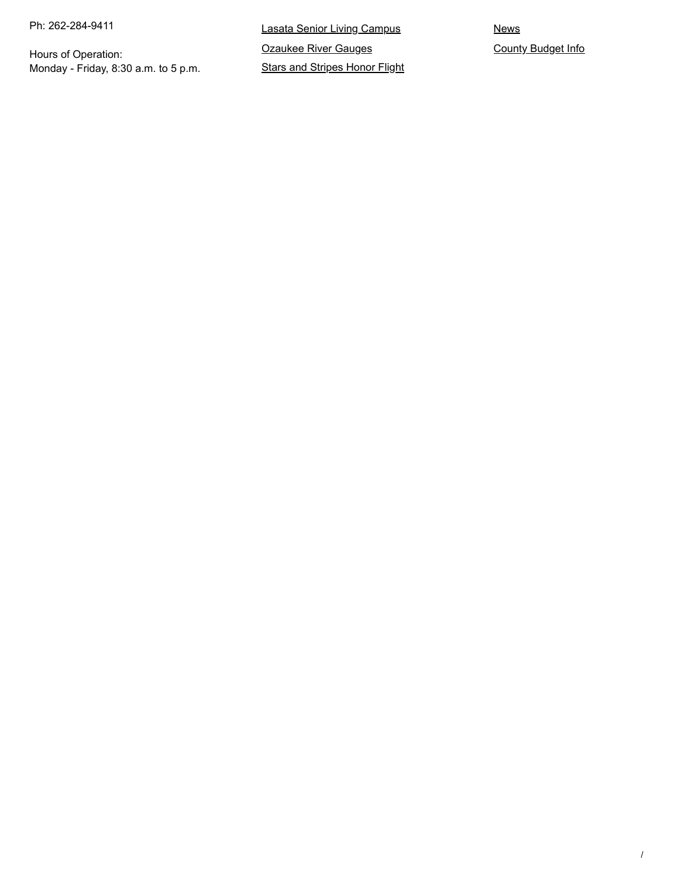Ph: 262-284-9411

Hours of Operation:
Monday - Friday, 8:30 a.m. to 5 p.m.

Lasata Senior Living Campus

Ozaukee River Gauges

Stars and Stripes Honor Flight

News

County Budget Info